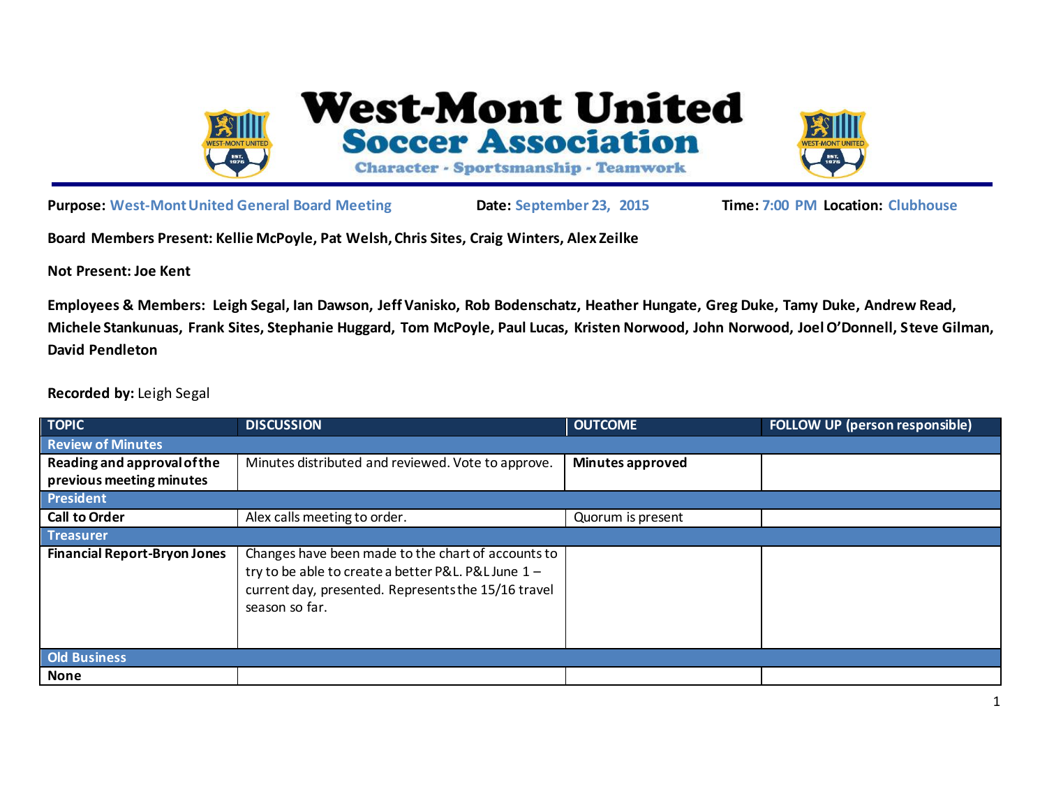# West-Mont United Soccer Association

Character - Sportsmanship - Teamwork

**Purpose:** West-Mont United General Board Meeting **Date:** September 23, 2015 **Time:** 7:00 PM **Location:** Clubhouse

**Board Members Present: Kellie McPoyle, Pat Welsh, Chris Sites, Craig Winters, Alex Zeilke**

**Not Present: Joe Kent**

**Employees & Members: Leigh Segal, Ian Dawson, Jeff Vanisko, Rob Bodenschatz, Heather Hungate, Greg Duke, Tamy Duke, Andrew Read, Michele Stankunuas, Frank Sites, Stephanie Huggard, Tom McPoyle, Paul Lucas, Kristen Norwood, John Norwood, Joel O'Donnell, Steve Gilman, David Pendleton**

**Recorded by:** Leigh Segal

| TOPIC | DISCUSSION | OUTCOME | FOLLOW UP (person responsible) |
|---|---|---|---|
| **Review of Minutes** | | | |
| **Reading and approval of the previous meeting minutes** | Minutes distributed and reviewed. Vote to approve. | **Minutes approved** | |
| **President** | | | |
| **Call to Order** | Alex calls meeting to order. | Quorum is present | |
| **Treasurer** | | | |
| **Financial Report-Bryon Jones** | Changes have been made to the chart of accounts to try to be able to create a better P&L. P&L June 1 – current day, presented. Represents the 15/16 travel season so far. | | |
| **Old Business** | | | |
| **None** | | | |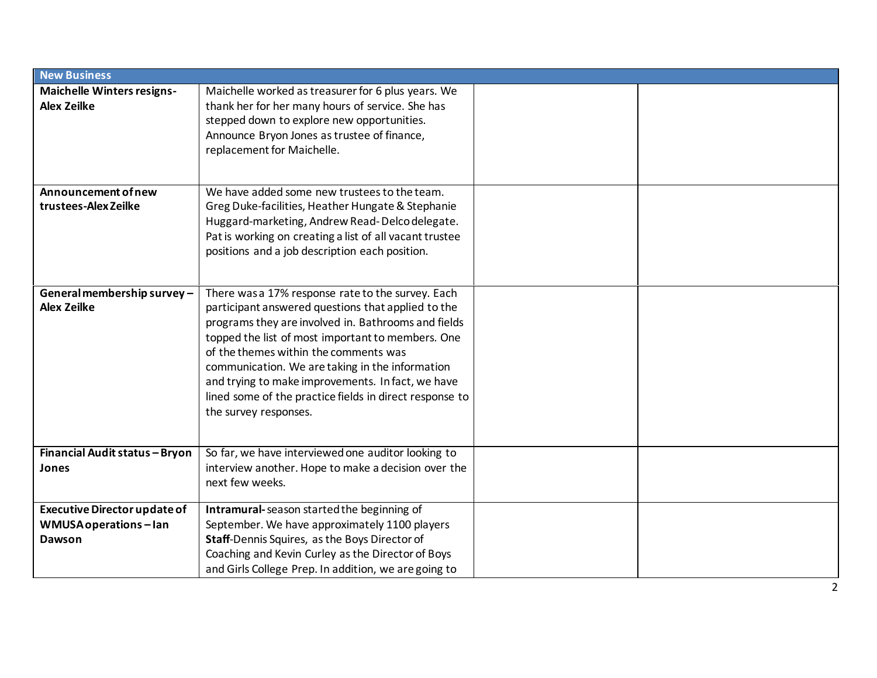| New Business | | | |
| --- | --- | --- | --- |
| **Maichelle Winters resigns-Alex Zeilke** | Maichelle worked as treasurer for 6 plus years. We thank her for her many hours of service. She has stepped down to explore new opportunities. Announce Bryon Jones as trustee of finance, replacement for Maichelle. | | |
| **Announcement of new trustees-Alex Zeilke** | We have added some new trustees to the team. Greg Duke-facilities, Heather Hungate & Stephanie Huggard-marketing, Andrew Read- Delco delegate. Pat is working on creating a list of all vacant trustee positions and a job description each position. | | |
| **General membership survey – Alex Zeilke** | There was a 17% response rate to the survey. Each participant answered questions that applied to the programs they are involved in. Bathrooms and fields topped the list of most important to members. One of the themes within the comments was communication. We are taking in the information and trying to make improvements. In fact, we have lined some of the practice fields in direct response to the survey responses. | | |
| **Financial Audit status – Bryon Jones** | So far, we have interviewed one auditor looking to interview another. Hope to make a decision over the next few weeks. | | |
| **Executive Director update of WMUSA operations – Ian Dawson** | **Intramural-** season started the beginning of September. We have approximately 1100 players<br>**Staff**-Dennis Squires, as the Boys Director of Coaching and Kevin Curley as the Director of Boys and Girls College Prep. In addition, we are going to | | |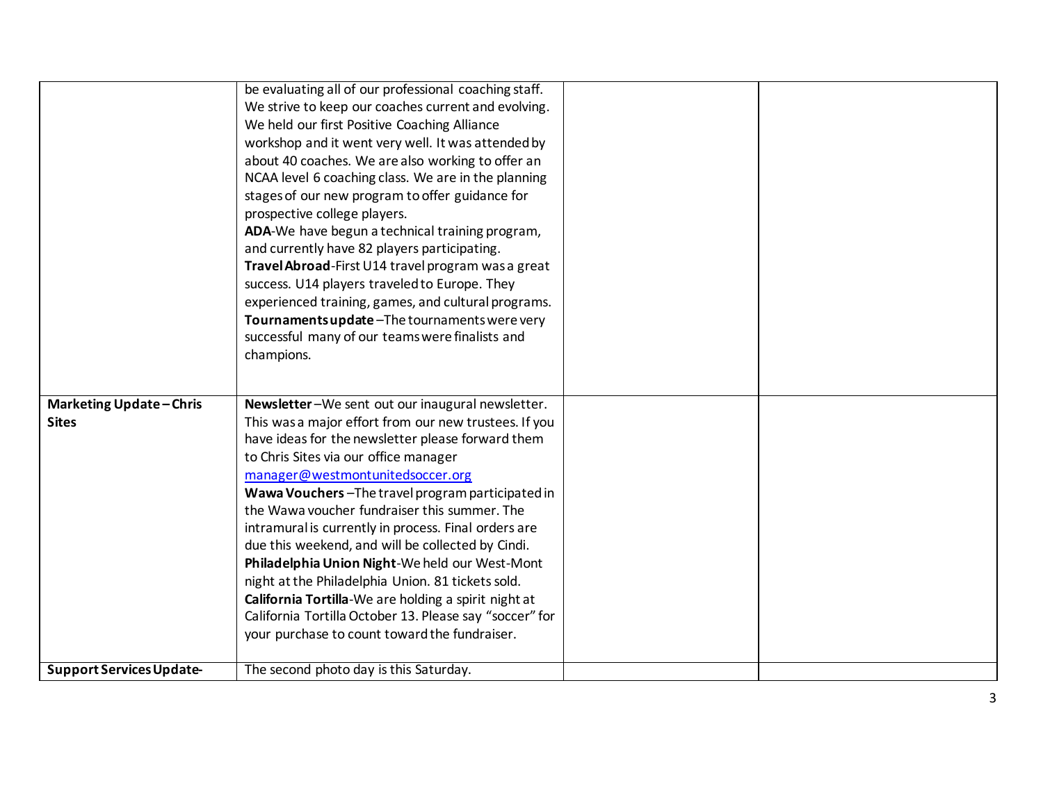| | | | |
|---|---|---|---|
| | be evaluating all of our professional coaching staff. We strive to keep our coaches current and evolving. We held our first Positive Coaching Alliance workshop and it went very well. It was attended by about 40 coaches. We are also working to offer an NCAA level 6 coaching class. We are in the planning stages of our new program to offer guidance for prospective college players.<br>**ADA**-We have begun a technical training program, and currently have 82 players participating.<br>**Travel Abroad**-First U14 travel program was a great success. U14 players traveled to Europe. They experienced training, games, and cultural programs.<br>**Tournaments update** –The tournaments were very successful many of our teams were finalists and champions. | | |
| **Marketing Update – Chris Sites** | **Newsletter** –We sent out our inaugural newsletter. This was a major effort from our new trustees. If you have ideas for the newsletter please forward them to Chris Sites via our office manager manager@westmontunitedsoccer.org<br>**Wawa Vouchers** –The travel program participated in the Wawa voucher fundraiser this summer. The intramural is currently in process. Final orders are due this weekend, and will be collected by Cindi.<br>**Philadelphia Union Night**-We held our West-Mont night at the Philadelphia Union. 81 tickets sold.<br>**California Tortilla**-We are holding a spirit night at California Tortilla October 13. Please say "soccer" for your purchase to count toward the fundraiser. | | |
| **Support Services Update-** | The second photo day is this Saturday. | | |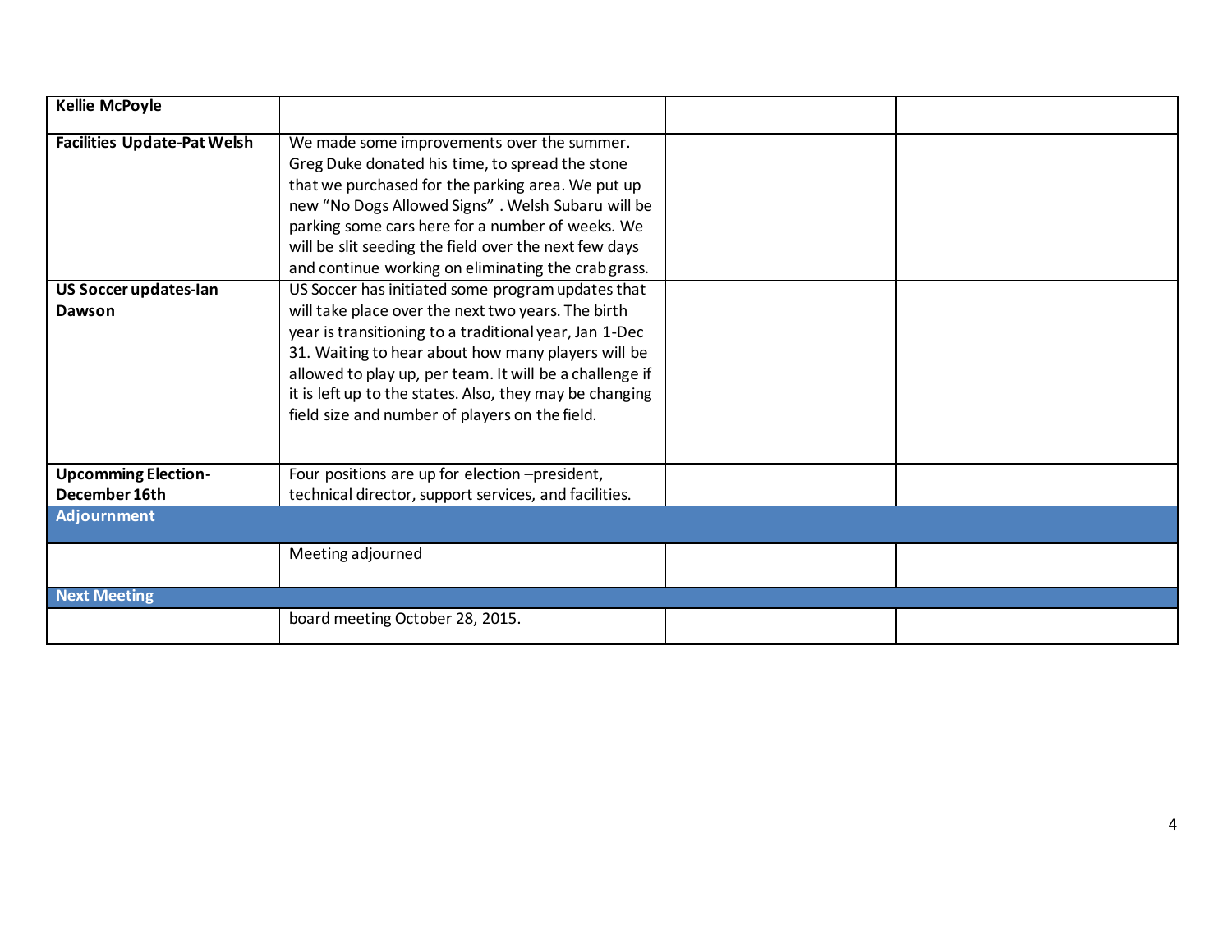| | | | |
|---|---|---|---|
| **Kellie McPoyle** | | | |
| **Facilities Update-Pat Welsh** | We made some improvements over the summer. Greg Duke donated his time, to spread the stone that we purchased for the parking area. We put up new "No Dogs Allowed Signs" . Welsh Subaru will be parking some cars here for a number of weeks. We will be slit seeding the field over the next few days and continue working on eliminating the crab grass. | | |
| **US Soccer updates-Ian Dawson** | US Soccer has initiated some program updates that will take place over the next two years. The birth year is transitioning to a traditional year, Jan 1-Dec 31. Waiting to hear about how many players will be allowed to play up, per team. It will be a challenge if it is left up to the states. Also, they may be changing field size and number of players on the field. | | |
| **Upcomming Election-December 16th** | Four positions are up for election –president, technical director, support services, and facilities. | | |
| **Adjournment** | | | |
| | Meeting adjourned | | |
| **Next Meeting** | | | |
| | board meeting October 28, 2015. | | |